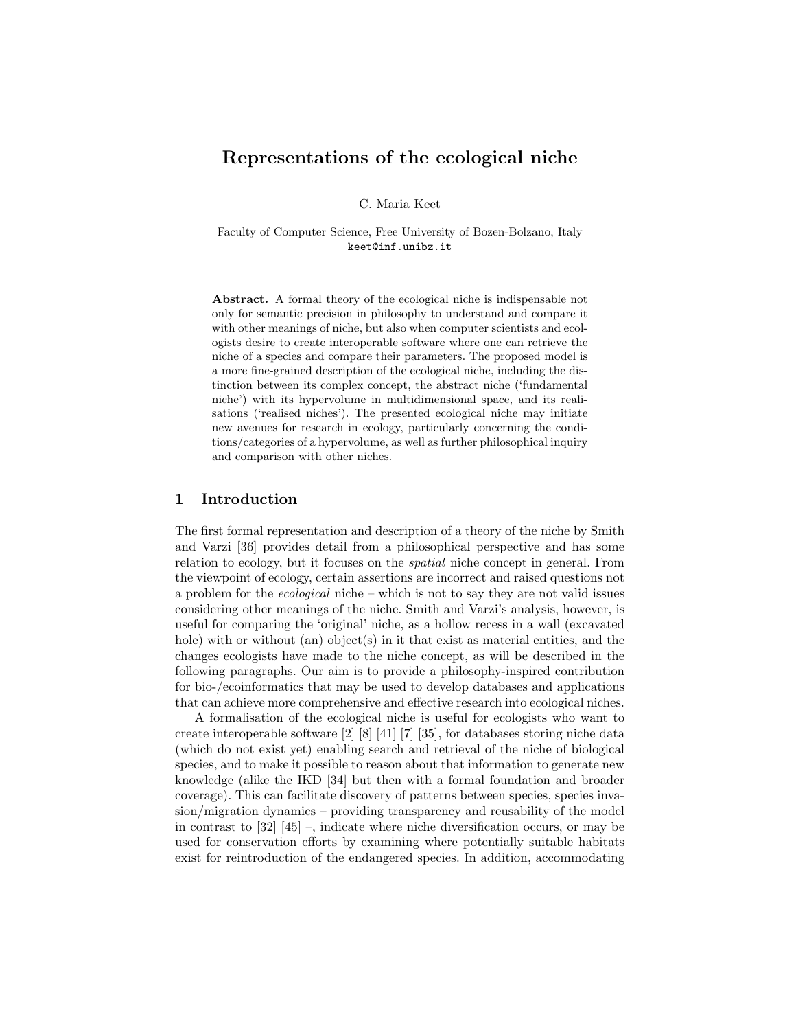# Representations of the ecological niche

C. Maria Keet

Faculty of Computer Science, Free University of Bozen-Bolzano, Italy
keet@inf.unibz.it

**Abstract.** A formal theory of the ecological niche is indispensable not only for semantic precision in philosophy to understand and compare it with other meanings of niche, but also when computer scientists and ecologists desire to create interoperable software where one can retrieve the niche of a species and compare their parameters. The proposed model is a more fine-grained description of the ecological niche, including the distinction between its complex concept, the abstract niche ('fundamental niche') with its hypervolume in multidimensional space, and its realisations ('realised niches'). The presented ecological niche may initiate new avenues for research in ecology, particularly concerning the conditions/categories of a hypervolume, as well as further philosophical inquiry and comparison with other niches.

## 1 Introduction

The first formal representation and description of a theory of the niche by Smith and Varzi [36] provides detail from a philosophical perspective and has some relation to ecology, but it focuses on the *spatial* niche concept in general. From the viewpoint of ecology, certain assertions are incorrect and raised questions not a problem for the *ecological* niche – which is not to say they are not valid issues considering other meanings of the niche. Smith and Varzi's analysis, however, is useful for comparing the 'original' niche, as a hollow recess in a wall (excavated hole) with or without (an) object(s) in it that exist as material entities, and the changes ecologists have made to the niche concept, as will be described in the following paragraphs. Our aim is to provide a philosophy-inspired contribution for bio-/ecoinformatics that may be used to develop databases and applications that can achieve more comprehensive and effective research into ecological niches.

A formalisation of the ecological niche is useful for ecologists who want to create interoperable software [2] [8] [41] [7] [35], for databases storing niche data (which do not exist yet) enabling search and retrieval of the niche of biological species, and to make it possible to reason about that information to generate new knowledge (alike the IKD [34] but then with a formal foundation and broader coverage). This can facilitate discovery of patterns between species, species invasion/migration dynamics – providing transparency and reusability of the model in contrast to [32] [45] –, indicate where niche diversification occurs, or may be used for conservation efforts by examining where potentially suitable habitats exist for reintroduction of the endangered species. In addition, accommodating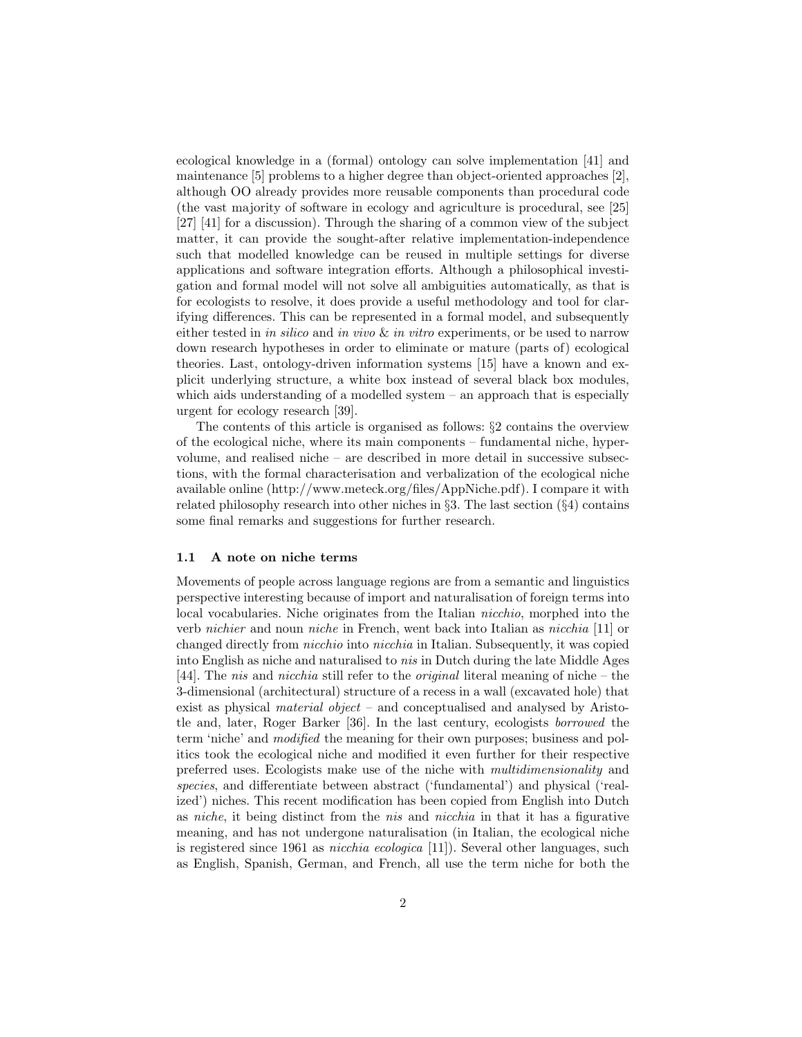ecological knowledge in a (formal) ontology can solve implementation [41] and maintenance [5] problems to a higher degree than object-oriented approaches [2], although OO already provides more reusable components than procedural code (the vast majority of software in ecology and agriculture is procedural, see [25] [27] [41] for a discussion). Through the sharing of a common view of the subject matter, it can provide the sought-after relative implementation-independence such that modelled knowledge can be reused in multiple settings for diverse applications and software integration efforts. Although a philosophical investigation and formal model will not solve all ambiguities automatically, as that is for ecologists to resolve, it does provide a useful methodology and tool for clarifying differences. This can be represented in a formal model, and subsequently either tested in *in silico* and *in vivo* & *in vitro* experiments, or be used to narrow down research hypotheses in order to eliminate or mature (parts of) ecological theories. Last, ontology-driven information systems [15] have a known and explicit underlying structure, a white box instead of several black box modules, which aids understanding of a modelled system – an approach that is especially urgent for ecology research [39].

The contents of this article is organised as follows: §2 contains the overview of the ecological niche, where its main components – fundamental niche, hypervolume, and realised niche – are described in more detail in successive subsections, with the formal characterisation and verbalization of the ecological niche available online (http://www.meteck.org/files/AppNiche.pdf). I compare it with related philosophy research into other niches in §3. The last section (§4) contains some final remarks and suggestions for further research.

### 1.1 A note on niche terms

Movements of people across language regions are from a semantic and linguistics perspective interesting because of import and naturalisation of foreign terms into local vocabularies. Niche originates from the Italian *nicchio*, morphed into the verb *nichier* and noun *niche* in French, went back into Italian as *nicchia* [11] or changed directly from *nicchio* into *nicchia* in Italian. Subsequently, it was copied into English as niche and naturalised to *nis* in Dutch during the late Middle Ages [44]. The *nis* and *nicchia* still refer to the *original* literal meaning of niche – the 3-dimensional (architectural) structure of a recess in a wall (excavated hole) that exist as physical *material object* – and conceptualised and analysed by Aristotle and, later, Roger Barker [36]. In the last century, ecologists *borrowed* the term 'niche' and *modified* the meaning for their own purposes; business and politics took the ecological niche and modified it even further for their respective preferred uses. Ecologists make use of the niche with *multidimensionality* and *species*, and differentiate between abstract ('fundamental') and physical ('realized') niches. This recent modification has been copied from English into Dutch as *niche*, it being distinct from the *nis* and *nicchia* in that it has a figurative meaning, and has not undergone naturalisation (in Italian, the ecological niche is registered since 1961 as *nicchia ecologica* [11]). Several other languages, such as English, Spanish, German, and French, all use the term niche for both the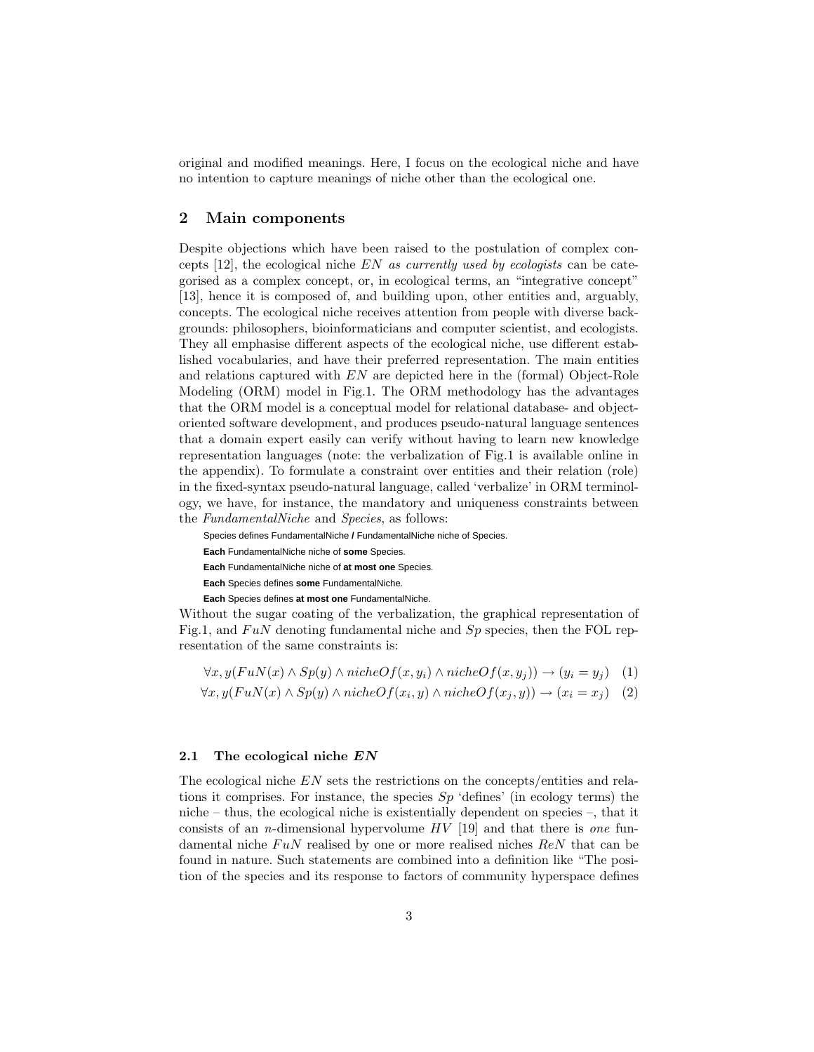original and modified meanings. Here, I focus on the ecological niche and have no intention to capture meanings of niche other than the ecological one.

## 2 Main components

Despite objections which have been raised to the postulation of complex concepts [12], the ecological niche $EN$ *as currently used by ecologists* can be categorised as a complex concept, or, in ecological terms, an "integrative concept" [13], hence it is composed of, and building upon, other entities and, arguably, concepts. The ecological niche receives attention from people with diverse backgrounds: philosophers, bioinformaticians and computer scientist, and ecologists. They all emphasise different aspects of the ecological niche, use different established vocabularies, and have their preferred representation. The main entities and relations captured with $EN$ are depicted here in the (formal) Object-Role Modeling (ORM) model in Fig.1. The ORM methodology has the advantages that the ORM model is a conceptual model for relational database- and object-oriented software development, and produces pseudo-natural language sentences that a domain expert easily can verify without having to learn new knowledge representation languages (note: the verbalization of Fig.1 is available online in the appendix). To formulate a constraint over entities and their relation (role) in the fixed-syntax pseudo-natural language, called 'verbalize' in ORM terminology, we have, for instance, the mandatory and uniqueness constraints between the *FundamentalNiche* and *Species*, as follows:

Species defines FundamentalNiche **/** FundamentalNiche niche of Species.

**Each** FundamentalNiche niche of **some** Species.

**Each** FundamentalNiche niche of **at most one** Species.

**Each** Species defines **some** FundamentalNiche.

**Each** Species defines **at most one** FundamentalNiche.

Without the sugar coating of the verbalization, the graphical representation of Fig.1, and $FuN$ denoting fundamental niche and $Sp$ species, then the FOL representation of the same constraints is:

$$\forall x, y(FuN(x) \wedge Sp(y) \wedge nicheOf(x, y_i) \wedge nicheOf(x, y_j)) \rightarrow (y_i = y_j) \quad (1)$$

$$\forall x, y(FuN(x) \wedge Sp(y) \wedge nicheOf(x_i, y) \wedge nicheOf(x_j, y)) \rightarrow (x_i = x_j) \quad (2)$$

### 2.1 The ecological niche *EN*

The ecological niche $EN$ sets the restrictions on the concepts/entities and relations it comprises. For instance, the species $Sp$ 'defines' (in ecology terms) the niche – thus, the ecological niche is existentially dependent on species –, that it consists of an $n$-dimensional hypervolume $HV$ [19] and that there is *one* fundamental niche $FuN$ realised by one or more realised niches $ReN$ that can be found in nature. Such statements are combined into a definition like "The position of the species and its response to factors of community hyperspace defines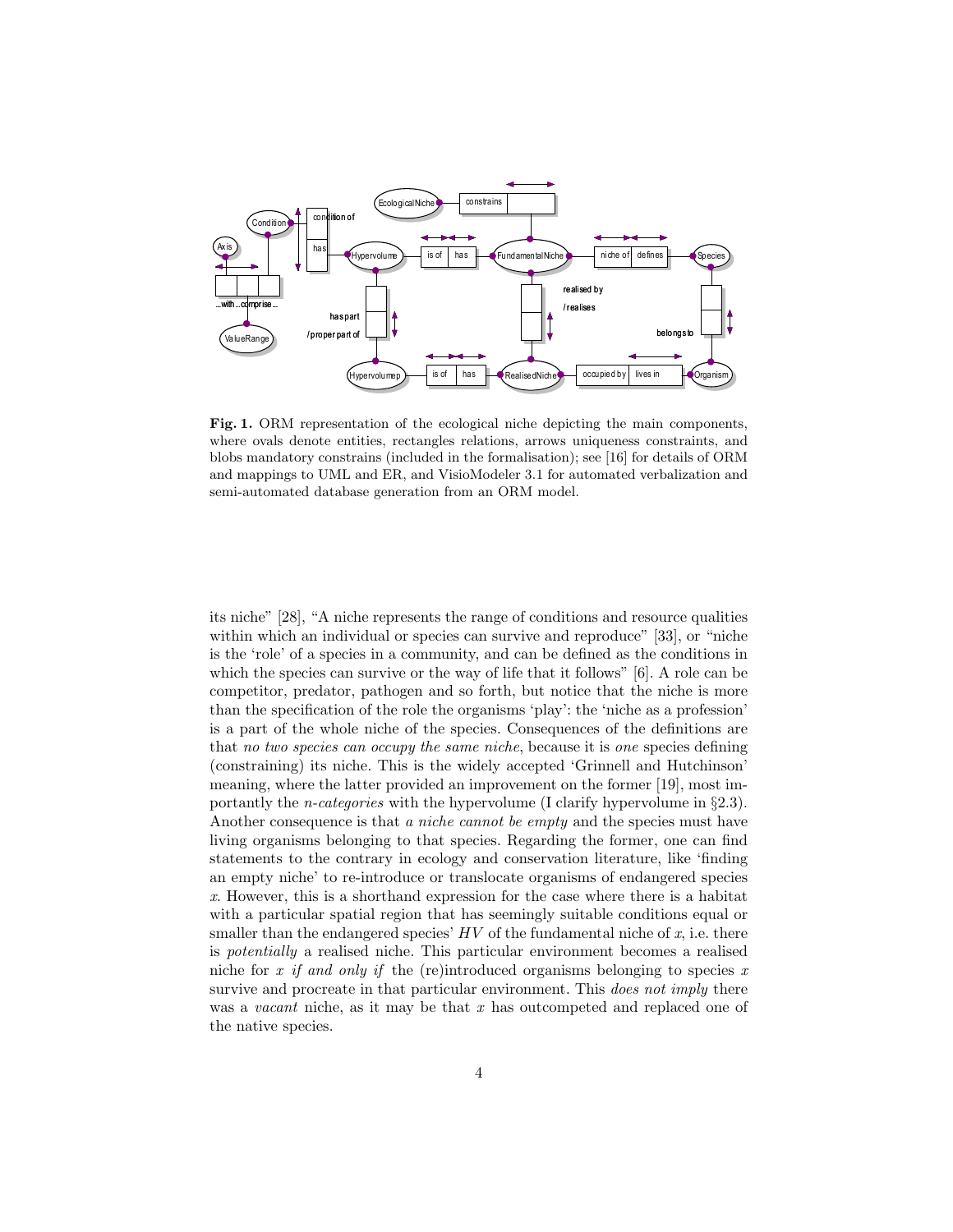**Fig. 1.** ORM representation of the ecological niche depicting the main components, where ovals denote entities, rectangles relations, arrows uniqueness constraints, and blobs mandatory constrains (included in the formalisation); see [16] for details of ORM and mappings to UML and ER, and VisioModeler 3.1 for automated verbalization and semi-automated database generation from an ORM model.

its niche" [28], "A niche represents the range of conditions and resource qualities within which an individual or species can survive and reproduce" [33], or "niche is the 'role' of a species in a community, and can be defined as the conditions in which the species can survive or the way of life that it follows" [6]. A role can be competitor, predator, pathogen and so forth, but notice that the niche is more than the specification of the role the organisms 'play': the 'niche as a profession' is a part of the whole niche of the species. Consequences of the definitions are that *no two species can occupy the same niche*, because it is *one* species defining (constraining) its niche. This is the widely accepted 'Grinnell and Hutchinson' meaning, where the latter provided an improvement on the former [19], most importantly the *n-categories* with the hypervolume (I clarify hypervolume in §2.3). Another consequence is that *a niche cannot be empty* and the species must have living organisms belonging to that species. Regarding the former, one can find statements to the contrary in ecology and conservation literature, like 'finding an empty niche' to re-introduce or translocate organisms of endangered species $x$. However, this is a shorthand expression for the case where there is a habitat with a particular spatial region that has seemingly suitable conditions equal or smaller than the endangered species' $HV$ of the fundamental niche of $x$, i.e. there is *potentially* a realised niche. This particular environment becomes a realised niche for $x$ *if and only if* the (re)introduced organisms belonging to species $x$ survive and procreate in that particular environment. This *does not imply* there was a *vacant* niche, as it may be that $x$ has outcompeted and replaced one of the native species.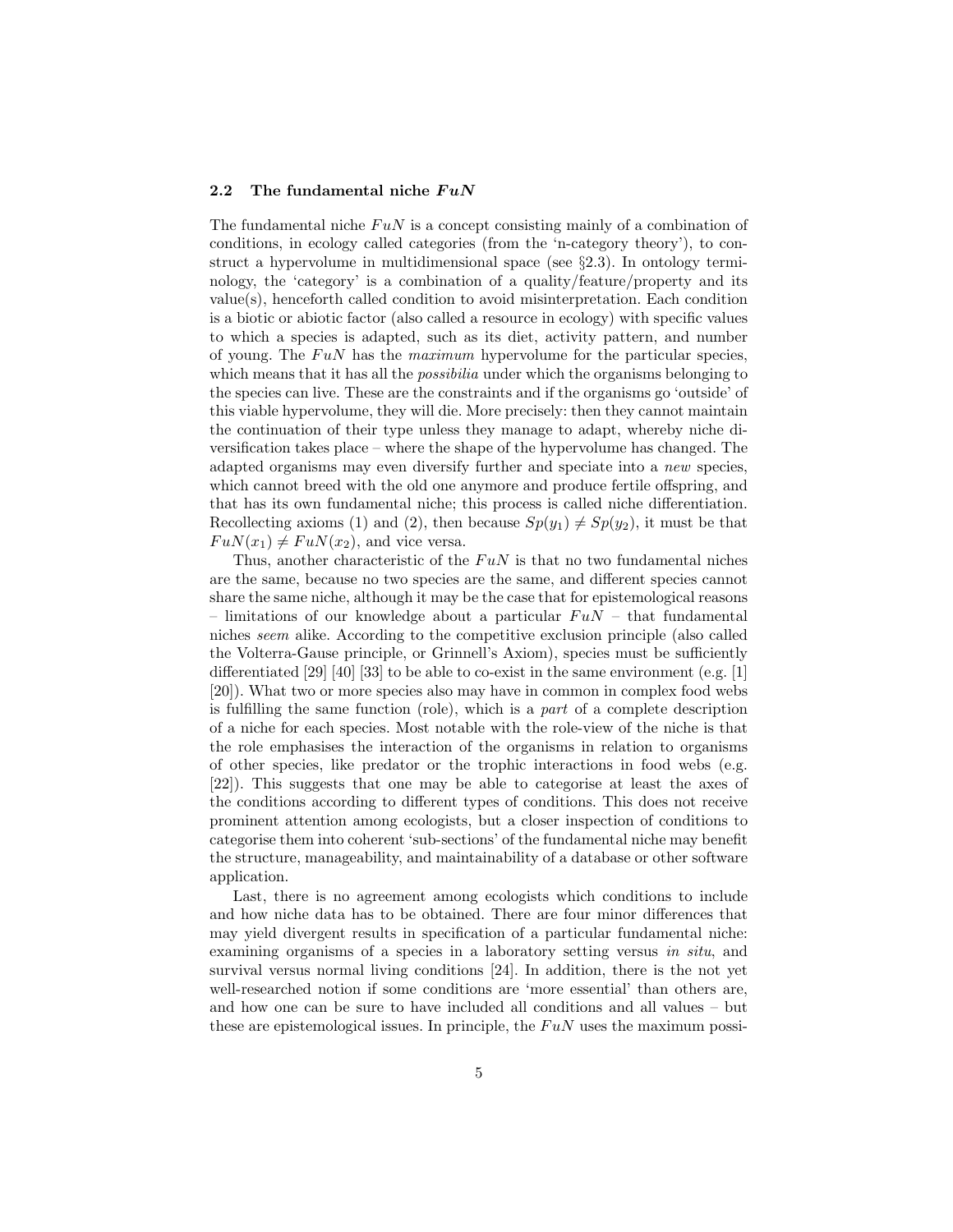### 2.2 The fundamental niche $FuN$

The fundamental niche $FuN$ is a concept consisting mainly of a combination of conditions, in ecology called categories (from the 'n-category theory'), to construct a hypervolume in multidimensional space (see §2.3). In ontology terminology, the 'category' is a combination of a quality/feature/property and its value(s), henceforth called condition to avoid misinterpretation. Each condition is a biotic or abiotic factor (also called a resource in ecology) with specific values to which a species is adapted, such as its diet, activity pattern, and number of young. The $FuN$ has the *maximum* hypervolume for the particular species, which means that it has all the *possibilia* under which the organisms belonging to the species can live. These are the constraints and if the organisms go 'outside' of this viable hypervolume, they will die. More precisely: then they cannot maintain the continuation of their type unless they manage to adapt, whereby niche diversification takes place – where the shape of the hypervolume has changed. The adapted organisms may even diversify further and speciate into a *new* species, which cannot breed with the old one anymore and produce fertile offspring, and that has its own fundamental niche; this process is called niche differentiation. Recollecting axioms (1) and (2), then because $Sp(y_1) \neq Sp(y_2)$, it must be that $FuN(x_1) \neq FuN(x_2)$, and vice versa.

Thus, another characteristic of the $FuN$ is that no two fundamental niches are the same, because no two species are the same, and different species cannot share the same niche, although it may be the case that for epistemological reasons – limitations of our knowledge about a particular $FuN$ – that fundamental niches *seem* alike. According to the competitive exclusion principle (also called the Volterra-Gause principle, or Grinnell's Axiom), species must be sufficiently differentiated [29] [40] [33] to be able to co-exist in the same environment (e.g. [1] [20]). What two or more species also may have in common in complex food webs is fulfilling the same function (role), which is a *part* of a complete description of a niche for each species. Most notable with the role-view of the niche is that the role emphasises the interaction of the organisms in relation to organisms of other species, like predator or the trophic interactions in food webs (e.g. [22]). This suggests that one may be able to categorise at least the axes of the conditions according to different types of conditions. This does not receive prominent attention among ecologists, but a closer inspection of conditions to categorise them into coherent 'sub-sections' of the fundamental niche may benefit the structure, manageability, and maintainability of a database or other software application.

Last, there is no agreement among ecologists which conditions to include and how niche data has to be obtained. There are four minor differences that may yield divergent results in specification of a particular fundamental niche: examining organisms of a species in a laboratory setting versus *in situ*, and survival versus normal living conditions [24]. In addition, there is the not yet well-researched notion if some conditions are 'more essential' than others are, and how one can be sure to have included all conditions and all values – but these are epistemological issues. In principle, the $FuN$ uses the maximum possi-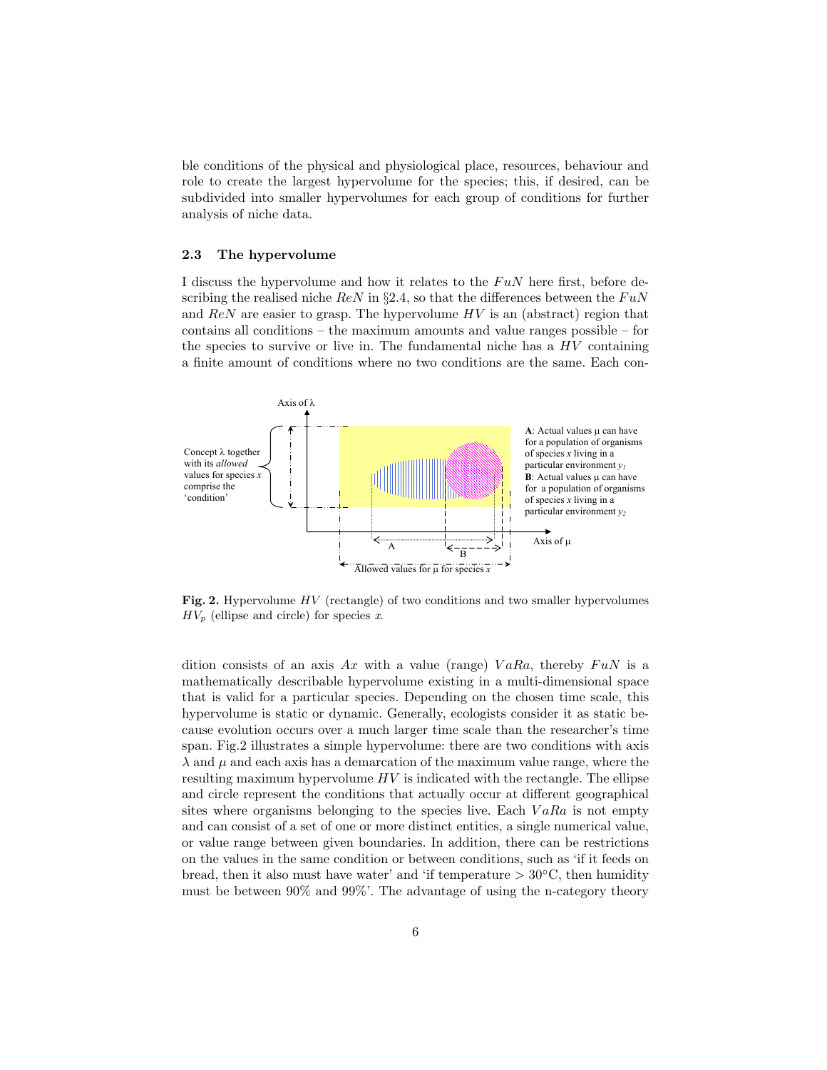ble conditions of the physical and physiological place, resources, behaviour and role to create the largest hypervolume for the species; this, if desired, can be subdivided into smaller hypervolumes for each group of conditions for further analysis of niche data.

### 2.3 The hypervolume

I discuss the hypervolume and how it relates to the $FuN$ here first, before describing the realised niche $ReN$ in §2.4, so that the differences between the $FuN$ and $ReN$ are easier to grasp. The hypervolume $HV$ is an (abstract) region that contains all conditions – the maximum amounts and value ranges possible – for the species to survive or live in. The fundamental niche has a $HV$ containing a finite amount of conditions where no two conditions are the same. Each condition consists of an axis $Ax$ with a value (range) $VaRa$, thereby $FuN$ is a mathematically describable hypervolume existing in a multi-dimensional space that is valid for a particular species. Depending on the chosen time scale, this hypervolume is static or dynamic. Generally, ecologists consider it as static because evolution occurs over a much larger time scale than the researcher's time span. Fig.2 illustrates a simple hypervolume: there are two conditions with axis $\lambda$ and $\mu$ and each axis has a demarcation of the maximum value range, where the resulting maximum hypervolume $HV$ is indicated with the rectangle. The ellipse and circle represent the conditions that actually occur at different geographical sites where organisms belonging to the species live. Each $VaRa$ is not empty and can consist of a set of one or more distinct entities, a single numerical value, or value range between given boundaries. In addition, there can be restrictions on the values in the same condition or between conditions, such as 'if it feeds on bread, then it also must have water' and 'if temperature $> 30°$C, then humidity must be between 90% and 99%'. The advantage of using the n-category theory

**Fig. 2.** Hypervolume $HV$ (rectangle) of two conditions and two smaller hypervolumes $HV_p$ (ellipse and circle) for species $x$.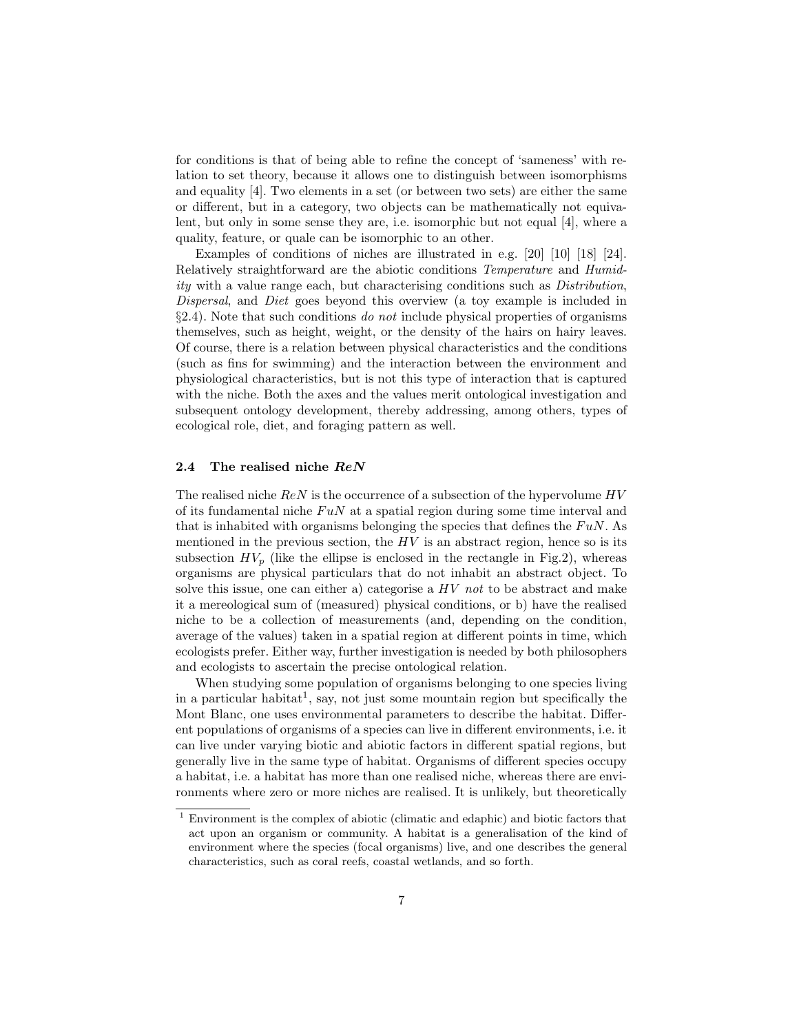for conditions is that of being able to refine the concept of 'sameness' with relation to set theory, because it allows one to distinguish between isomorphisms and equality [4]. Two elements in a set (or between two sets) are either the same or different, but in a category, two objects can be mathematically not equivalent, but only in some sense they are, i.e. isomorphic but not equal [4], where a quality, feature, or quale can be isomorphic to an other.

Examples of conditions of niches are illustrated in e.g. [20] [10] [18] [24]. Relatively straightforward are the abiotic conditions *Temperature* and *Humidity* with a value range each, but characterising conditions such as *Distribution*, *Dispersal*, and *Diet* goes beyond this overview (a toy example is included in §2.4). Note that such conditions *do not* include physical properties of organisms themselves, such as height, weight, or the density of the hairs on hairy leaves. Of course, there is a relation between physical characteristics and the conditions (such as fins for swimming) and the interaction between the environment and physiological characteristics, but is not this type of interaction that is captured with the niche. Both the axes and the values merit ontological investigation and subsequent ontology development, thereby addressing, among others, types of ecological role, diet, and foraging pattern as well.

### 2.4 The realised niche *ReN*

The realised niche $ReN$ is the occurrence of a subsection of the hypervolume $HV$ of its fundamental niche $FuN$ at a spatial region during some time interval and that is inhabited with organisms belonging the species that defines the $FuN$. As mentioned in the previous section, the $HV$ is an abstract region, hence so is its subsection $HV_p$ (like the ellipse is enclosed in the rectangle in Fig.2), whereas organisms are physical particulars that do not inhabit an abstract object. To solve this issue, one can either a) categorise a $HV$ *not* to be abstract and make it a mereological sum of (measured) physical conditions, or b) have the realised niche to be a collection of measurements (and, depending on the condition, average of the values) taken in a spatial region at different points in time, which ecologists prefer. Either way, further investigation is needed by both philosophers and ecologists to ascertain the precise ontological relation.

When studying some population of organisms belonging to one species living in a particular habitat[1], say, not just some mountain region but specifically the Mont Blanc, one uses environmental parameters to describe the habitat. Different populations of organisms of a species can live in different environments, i.e. it can live under varying biotic and abiotic factors in different spatial regions, but generally live in the same type of habitat. Organisms of different species occupy a habitat, i.e. a habitat has more than one realised niche, whereas there are environments where zero or more niches are realised. It is unlikely, but theoretically

[1] Environment is the complex of abiotic (climatic and edaphic) and biotic factors that act upon an organism or community. A habitat is a generalisation of the kind of environment where the species (focal organisms) live, and one describes the general characteristics, such as coral reefs, coastal wetlands, and so forth.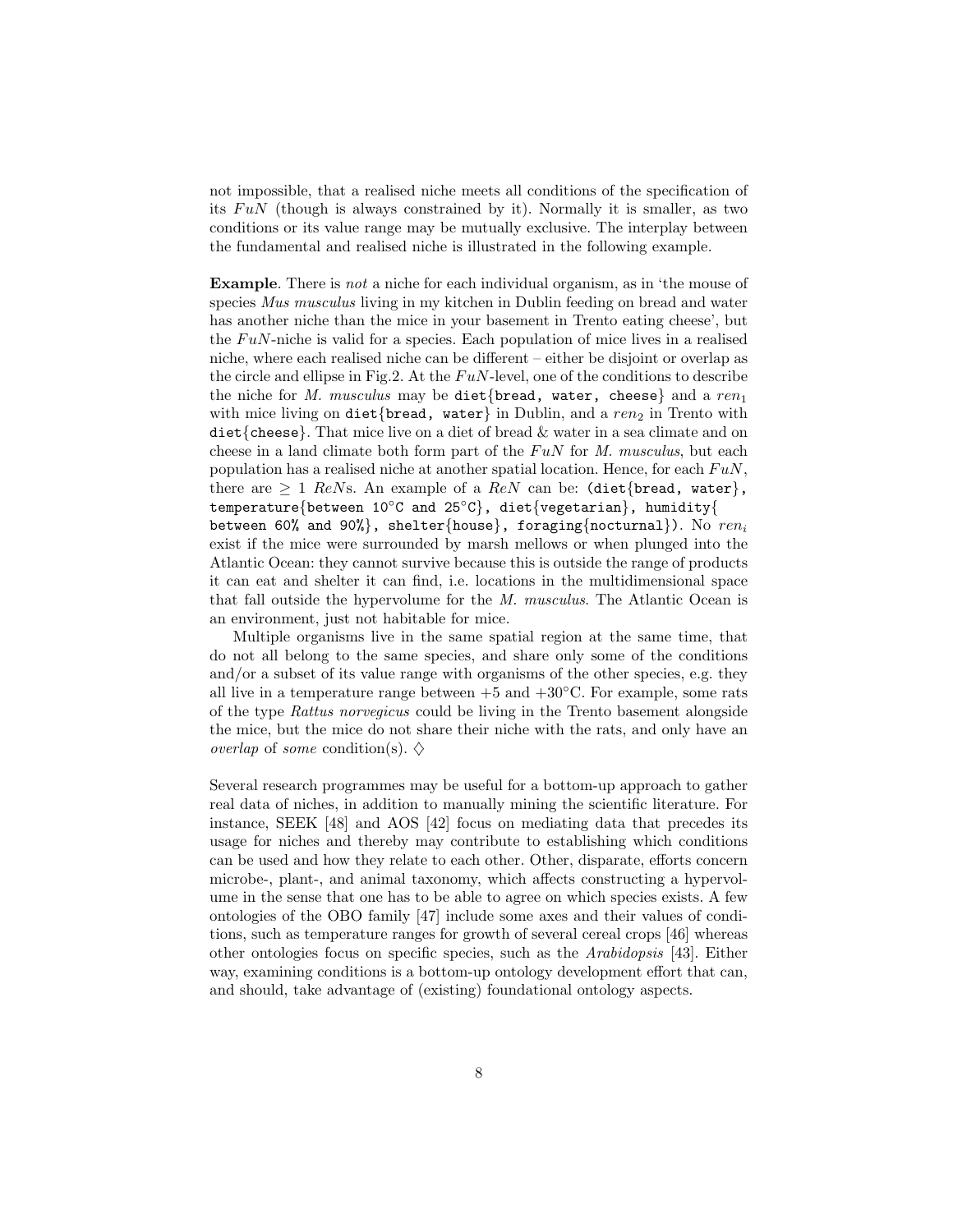not impossible, that a realised niche meets all conditions of the specification of its $FuN$ (though is always constrained by it). Normally it is smaller, as two conditions or its value range may be mutually exclusive. The interplay between the fundamental and realised niche is illustrated in the following example.

**Example**. There is *not* a niche for each individual organism, as in 'the mouse of species *Mus musculus* living in my kitchen in Dublin feeding on bread and water has another niche than the mice in your basement in Trento eating cheese', but the $FuN$-niche is valid for a species. Each population of mice lives in a realised niche, where each realised niche can be different – either be disjoint or overlap as the circle and ellipse in Fig.2. At the $FuN$-level, one of the conditions to describe the niche for *M. musculus* may be `diet{bread, water, cheese}` and a $ren_1$ with mice living on `diet{bread, water}` in Dublin, and a $ren_2$ in Trento with `diet{cheese}`. That mice live on a diet of bread & water in a sea climate and on cheese in a land climate both form part of the $FuN$ for *M. musculus*, but each population has a realised niche at another spatial location. Hence, for each $FuN$, there are $\geq 1$ $ReN$s. An example of a $ReN$ can be: `(diet{bread, water}, temperature{between 10°C and 25°C}, diet{vegetarian}, humidity{ between 60% and 90%}, shelter{house}, foraging{nocturnal})`. No $ren_i$ exist if the mice were surrounded by marsh mellows or when plunged into the Atlantic Ocean: they cannot survive because this is outside the range of products it can eat and shelter it can find, i.e. locations in the multidimensional space that fall outside the hypervolume for the *M. musculus*. The Atlantic Ocean is an environment, just not habitable for mice.

Multiple organisms live in the same spatial region at the same time, that do not all belong to the same species, and share only some of the conditions and/or a subset of its value range with organisms of the other species, e.g. they all live in a temperature range between +5 and +30°C. For example, some rats of the type *Rattus norvegicus* could be living in the Trento basement alongside the mice, but the mice do not share their niche with the rats, and only have an *overlap* of *some* condition(s). ♢

Several research programmes may be useful for a bottom-up approach to gather real data of niches, in addition to manually mining the scientific literature. For instance, SEEK [48] and AOS [42] focus on mediating data that precedes its usage for niches and thereby may contribute to establishing which conditions can be used and how they relate to each other. Other, disparate, efforts concern microbe-, plant-, and animal taxonomy, which affects constructing a hypervolume in the sense that one has to be able to agree on which species exists. A few ontologies of the OBO family [47] include some axes and their values of conditions, such as temperature ranges for growth of several cereal crops [46] whereas other ontologies focus on specific species, such as the *Arabidopsis* [43]. Either way, examining conditions is a bottom-up ontology development effort that can, and should, take advantage of (existing) foundational ontology aspects.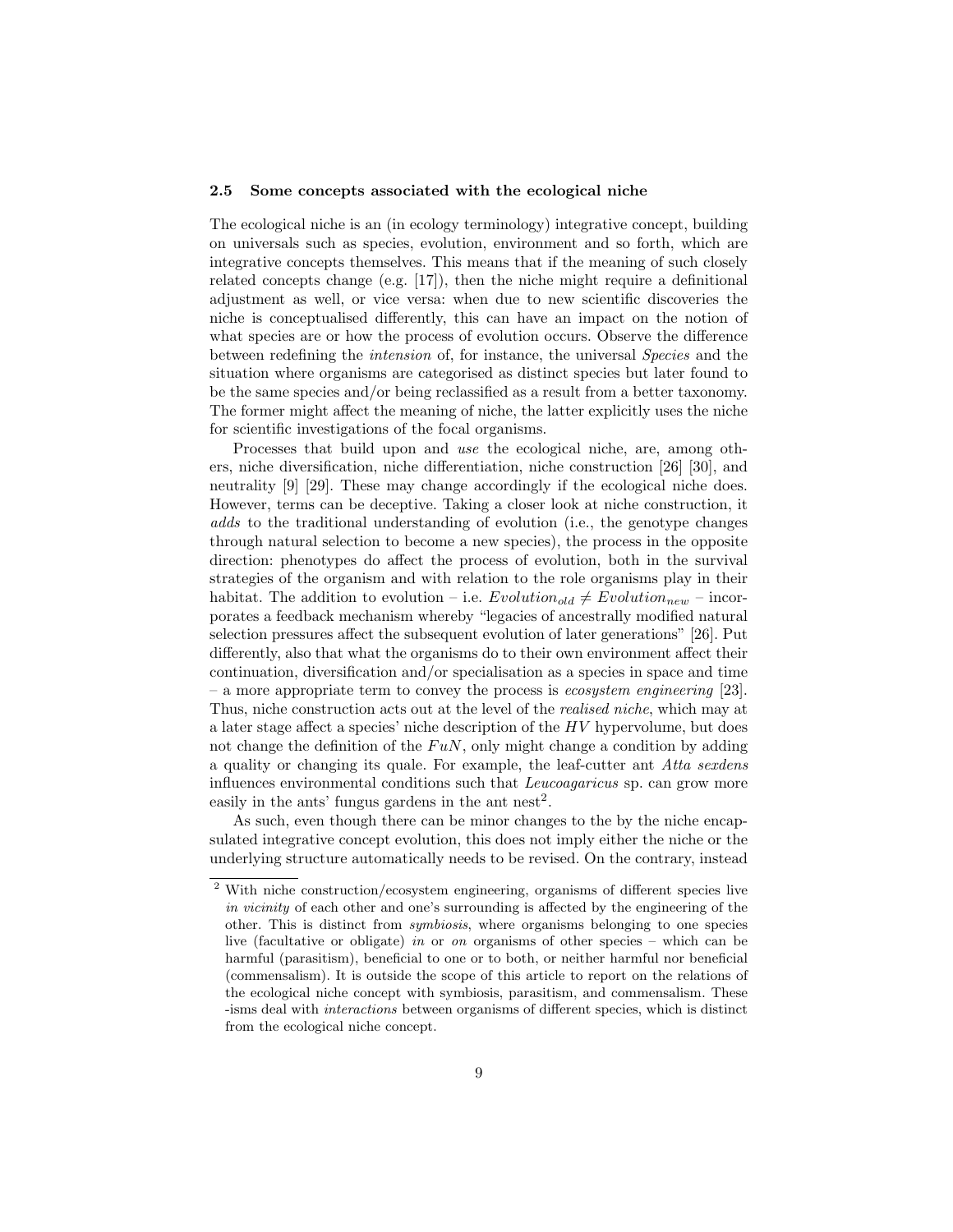### 2.5 Some concepts associated with the ecological niche

The ecological niche is an (in ecology terminology) integrative concept, building on universals such as species, evolution, environment and so forth, which are integrative concepts themselves. This means that if the meaning of such closely related concepts change (e.g. [17]), then the niche might require a definitional adjustment as well, or vice versa: when due to new scientific discoveries the niche is conceptualised differently, this can have an impact on the notion of what species are or how the process of evolution occurs. Observe the difference between redefining the *intension* of, for instance, the universal *Species* and the situation where organisms are categorised as distinct species but later found to be the same species and/or being reclassified as a result from a better taxonomy. The former might affect the meaning of niche, the latter explicitly uses the niche for scientific investigations of the focal organisms.

Processes that build upon and *use* the ecological niche, are, among others, niche diversification, niche differentiation, niche construction [26] [30], and neutrality [9] [29]. These may change accordingly if the ecological niche does. However, terms can be deceptive. Taking a closer look at niche construction, it *adds* to the traditional understanding of evolution (i.e., the genotype changes through natural selection to become a new species), the process in the opposite direction: phenotypes do affect the process of evolution, both in the survival strategies of the organism and with relation to the role organisms play in their habitat. The addition to evolution – i.e. $Evolution_{old} \neq Evolution_{new}$ – incorporates a feedback mechanism whereby "legacies of ancestrally modified natural selection pressures affect the subsequent evolution of later generations" [26]. Put differently, also that what the organisms do to their own environment affect their continuation, diversification and/or specialisation as a species in space and time – a more appropriate term to convey the process is *ecosystem engineering* [23]. Thus, niche construction acts out at the level of the *realised niche*, which may at a later stage affect a species' niche description of the $HV$ hypervolume, but does not change the definition of the $FuN$, only might change a condition by adding a quality or changing its quale. For example, the leaf-cutter ant *Atta sexdens* influences environmental conditions such that *Leucoagaricus* sp. can grow more easily in the ants' fungus gardens in the ant nest[2].

As such, even though there can be minor changes to the by the niche encapsulated integrative concept evolution, this does not imply either the niche or the underlying structure automatically needs to be revised. On the contrary, instead

[2] With niche construction/ecosystem engineering, organisms of different species live *in vicinity* of each other and one's surrounding is affected by the engineering of the other. This is distinct from *symbiosis*, where organisms belonging to one species live (facultative or obligate) *in* or *on* organisms of other species – which can be harmful (parasitism), beneficial to one or to both, or neither harmful nor beneficial (commensalism). It is outside the scope of this article to report on the relations of the ecological niche concept with symbiosis, parasitism, and commensalism. These -isms deal with *interactions* between organisms of different species, which is distinct from the ecological niche concept.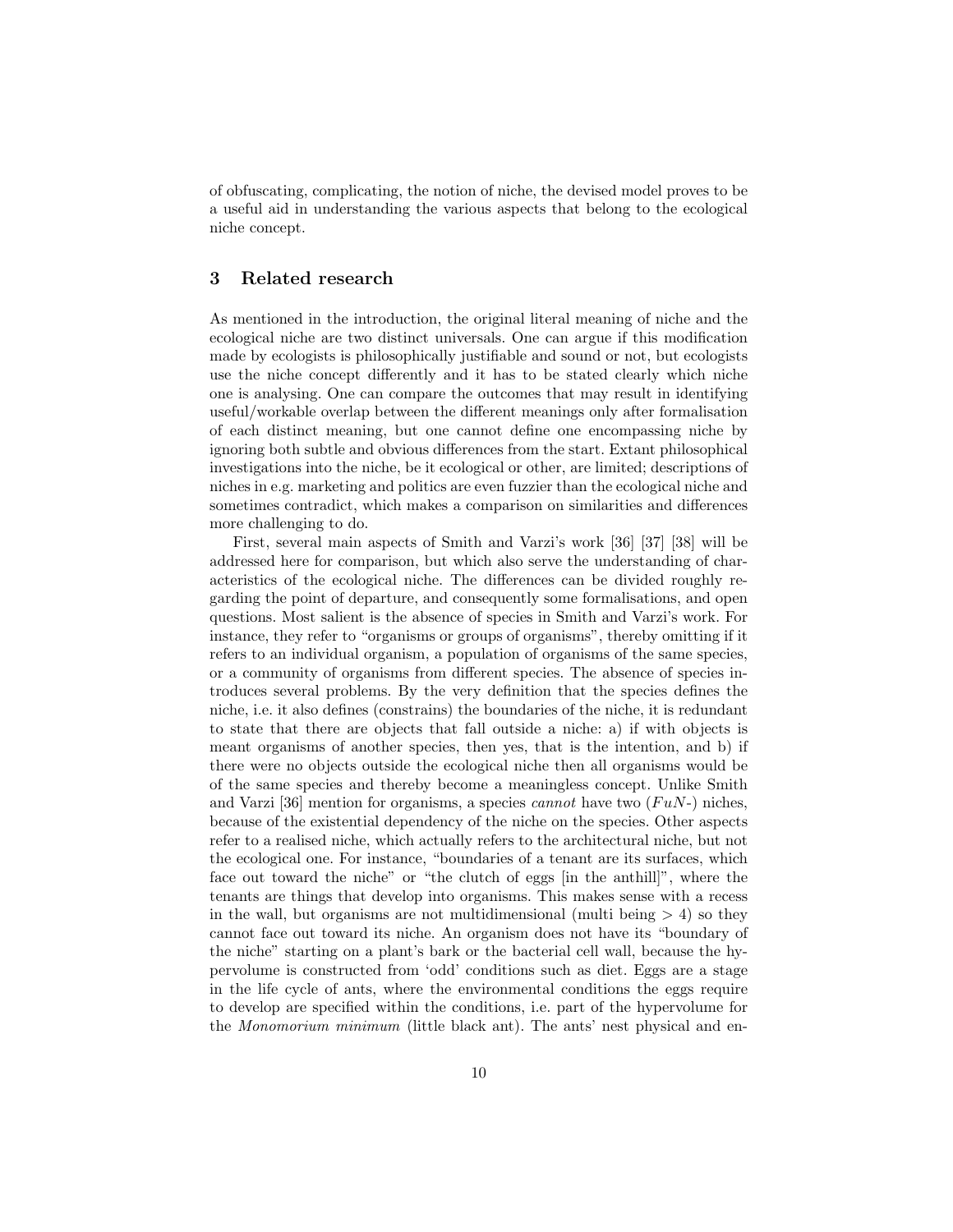of obfuscating, complicating, the notion of niche, the devised model proves to be a useful aid in understanding the various aspects that belong to the ecological niche concept.

## 3 Related research

As mentioned in the introduction, the original literal meaning of niche and the ecological niche are two distinct universals. One can argue if this modification made by ecologists is philosophically justifiable and sound or not, but ecologists use the niche concept differently and it has to be stated clearly which niche one is analysing. One can compare the outcomes that may result in identifying useful/workable overlap between the different meanings only after formalisation of each distinct meaning, but one cannot define one encompassing niche by ignoring both subtle and obvious differences from the start. Extant philosophical investigations into the niche, be it ecological or other, are limited; descriptions of niches in e.g. marketing and politics are even fuzzier than the ecological niche and sometimes contradict, which makes a comparison on similarities and differences more challenging to do.

First, several main aspects of Smith and Varzi's work [36] [37] [38] will be addressed here for comparison, but which also serve the understanding of characteristics of the ecological niche. The differences can be divided roughly regarding the point of departure, and consequently some formalisations, and open questions. Most salient is the absence of species in Smith and Varzi's work. For instance, they refer to "organisms or groups of organisms", thereby omitting if it refers to an individual organism, a population of organisms of the same species, or a community of organisms from different species. The absence of species introduces several problems. By the very definition that the species defines the niche, i.e. it also defines (constrains) the boundaries of the niche, it is redundant to state that there are objects that fall outside a niche: a) if with objects is meant organisms of another species, then yes, that is the intention, and b) if there were no objects outside the ecological niche then all organisms would be of the same species and thereby become a meaningless concept. Unlike Smith and Varzi [36] mention for organisms, a species *cannot* have two ($FuN$-) niches, because of the existential dependency of the niche on the species. Other aspects refer to a realised niche, which actually refers to the architectural niche, but not the ecological one. For instance, "boundaries of a tenant are its surfaces, which face out toward the niche" or "the clutch of eggs [in the anthill]", where the tenants are things that develop into organisms. This makes sense with a recess in the wall, but organisms are not multidimensional (multi being $> 4$) so they cannot face out toward its niche. An organism does not have its "boundary of the niche" starting on a plant's bark or the bacterial cell wall, because the hypervolume is constructed from 'odd' conditions such as diet. Eggs are a stage in the life cycle of ants, where the environmental conditions the eggs require to develop are specified within the conditions, i.e. part of the hypervolume for the *Monomorium minimum* (little black ant). The ants' nest physical and en-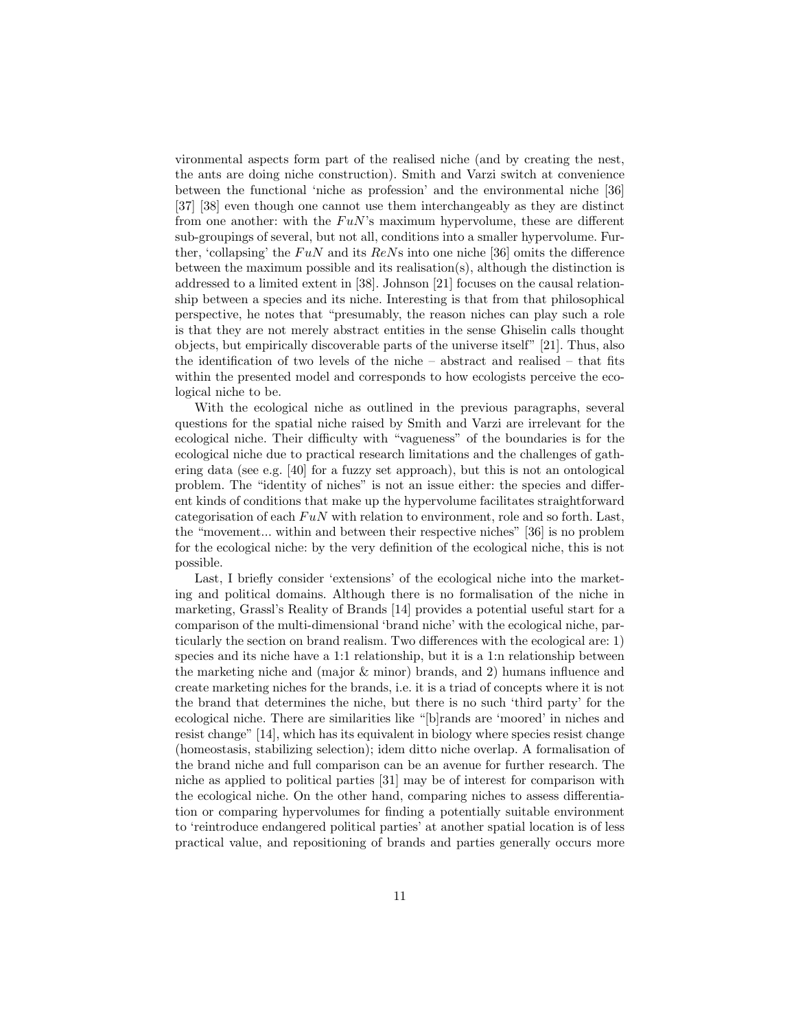vironmental aspects form part of the realised niche (and by creating the nest, the ants are doing niche construction). Smith and Varzi switch at convenience between the functional 'niche as profession' and the environmental niche [36] [37] [38] even though one cannot use them interchangeably as they are distinct from one another: with the $FuN$'s maximum hypervolume, these are different sub-groupings of several, but not all, conditions into a smaller hypervolume. Further, 'collapsing' the $FuN$ and its $ReN$s into one niche [36] omits the difference between the maximum possible and its realisation(s), although the distinction is addressed to a limited extent in [38]. Johnson [21] focuses on the causal relationship between a species and its niche. Interesting is that from that philosophical perspective, he notes that "presumably, the reason niches can play such a role is that they are not merely abstract entities in the sense Ghiselin calls thought objects, but empirically discoverable parts of the universe itself" [21]. Thus, also the identification of two levels of the niche – abstract and realised – that fits within the presented model and corresponds to how ecologists perceive the ecological niche to be.

With the ecological niche as outlined in the previous paragraphs, several questions for the spatial niche raised by Smith and Varzi are irrelevant for the ecological niche. Their difficulty with "vagueness" of the boundaries is for the ecological niche due to practical research limitations and the challenges of gathering data (see e.g. [40] for a fuzzy set approach), but this is not an ontological problem. The "identity of niches" is not an issue either: the species and different kinds of conditions that make up the hypervolume facilitates straightforward categorisation of each $FuN$ with relation to environment, role and so forth. Last, the "movement... within and between their respective niches" [36] is no problem for the ecological niche: by the very definition of the ecological niche, this is not possible.

Last, I briefly consider 'extensions' of the ecological niche into the marketing and political domains. Although there is no formalisation of the niche in marketing, Grassl's Reality of Brands [14] provides a potential useful start for a comparison of the multi-dimensional 'brand niche' with the ecological niche, particularly the section on brand realism. Two differences with the ecological are: 1) species and its niche have a 1:1 relationship, but it is a 1:n relationship between the marketing niche and (major & minor) brands, and 2) humans influence and create marketing niches for the brands, i.e. it is a triad of concepts where it is not the brand that determines the niche, but there is no such 'third party' for the ecological niche. There are similarities like "[b]rands are 'moored' in niches and resist change" [14], which has its equivalent in biology where species resist change (homeostasis, stabilizing selection); idem ditto niche overlap. A formalisation of the brand niche and full comparison can be an avenue for further research. The niche as applied to political parties [31] may be of interest for comparison with the ecological niche. On the other hand, comparing niches to assess differentiation or comparing hypervolumes for finding a potentially suitable environment to 'reintroduce endangered political parties' at another spatial location is of less practical value, and repositioning of brands and parties generally occurs more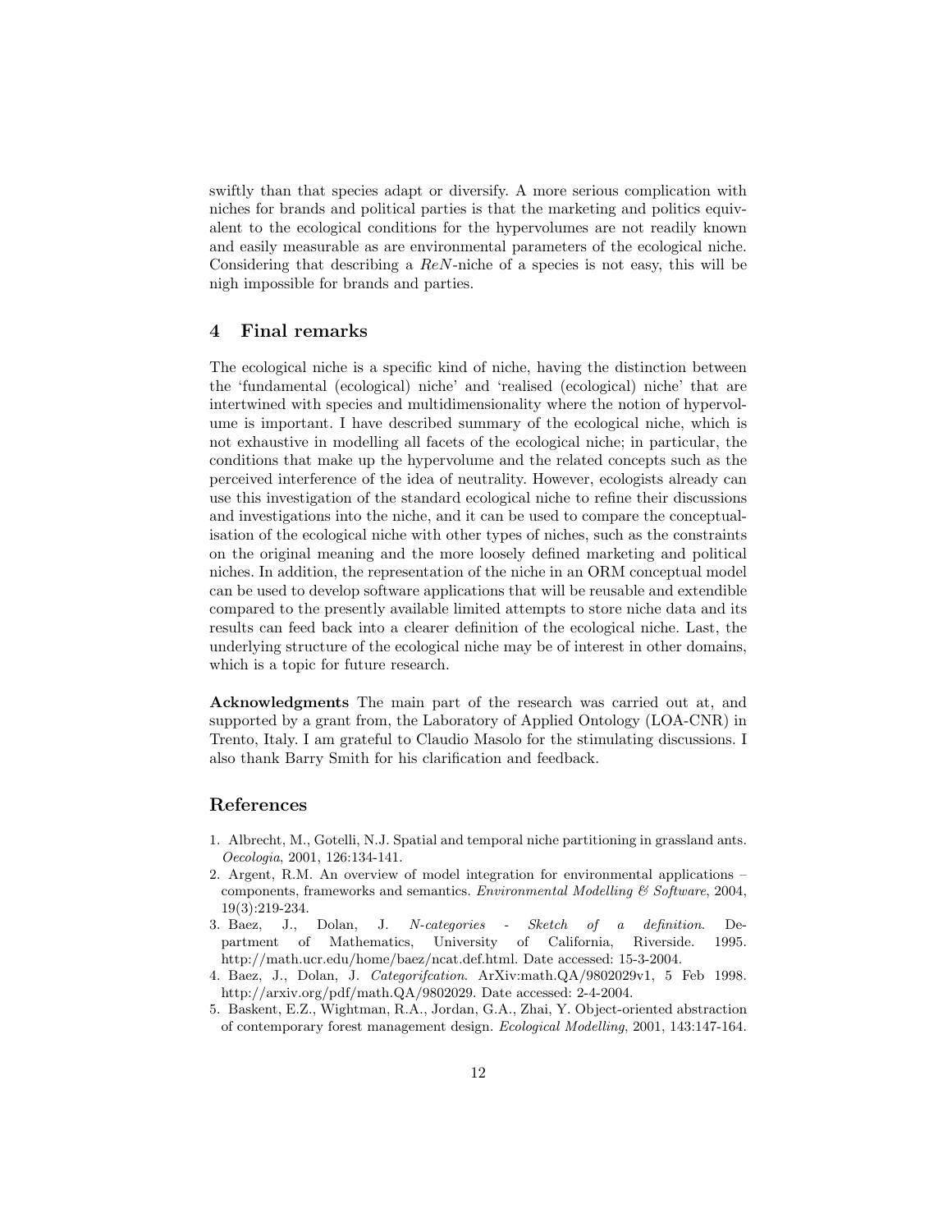swiftly than that species adapt or diversify. A more serious complication with niches for brands and political parties is that the marketing and politics equivalent to the ecological conditions for the hypervolumes are not readily known and easily measurable as are environmental parameters of the ecological niche. Considering that describing a *ReN*-niche of a species is not easy, this will be nigh impossible for brands and parties.

## 4 Final remarks

The ecological niche is a specific kind of niche, having the distinction between the 'fundamental (ecological) niche' and 'realised (ecological) niche' that are intertwined with species and multidimensionality where the notion of hypervolume is important. I have described summary of the ecological niche, which is not exhaustive in modelling all facets of the ecological niche; in particular, the conditions that make up the hypervolume and the related concepts such as the perceived interference of the idea of neutrality. However, ecologists already can use this investigation of the standard ecological niche to refine their discussions and investigations into the niche, and it can be used to compare the conceptualisation of the ecological niche with other types of niches, such as the constraints on the original meaning and the more loosely defined marketing and political niches. In addition, the representation of the niche in an ORM conceptual model can be used to develop software applications that will be reusable and extendible compared to the presently available limited attempts to store niche data and its results can feed back into a clearer definition of the ecological niche. Last, the underlying structure of the ecological niche may be of interest in other domains, which is a topic for future research.

**Acknowledgments** The main part of the research was carried out at, and supported by a grant from, the Laboratory of Applied Ontology (LOA-CNR) in Trento, Italy. I am grateful to Claudio Masolo for the stimulating discussions. I also thank Barry Smith for his clarification and feedback.

## References

1. Albrecht, M., Gotelli, N.J. Spatial and temporal niche partitioning in grassland ants. *Oecologia*, 2001, 126:134-141.
2. Argent, R.M. An overview of model integration for environmental applications – components, frameworks and semantics. *Environmental Modelling & Software*, 2004, 19(3):219-234.
3. Baez, J., Dolan, J. *N-categories - Sketch of a definition*. Department of Mathematics, University of California, Riverside. 1995. http://math.ucr.edu/home/baez/ncat.def.html. Date accessed: 15-3-2004.
4. Baez, J., Dolan, J. *Categorifcation*. ArXiv:math.QA/9802029v1, 5 Feb 1998. http://arxiv.org/pdf/math.QA/9802029. Date accessed: 2-4-2004.
5. Baskent, E.Z., Wightman, R.A., Jordan, G.A., Zhai, Y. Object-oriented abstraction of contemporary forest management design. *Ecological Modelling*, 2001, 143:147-164.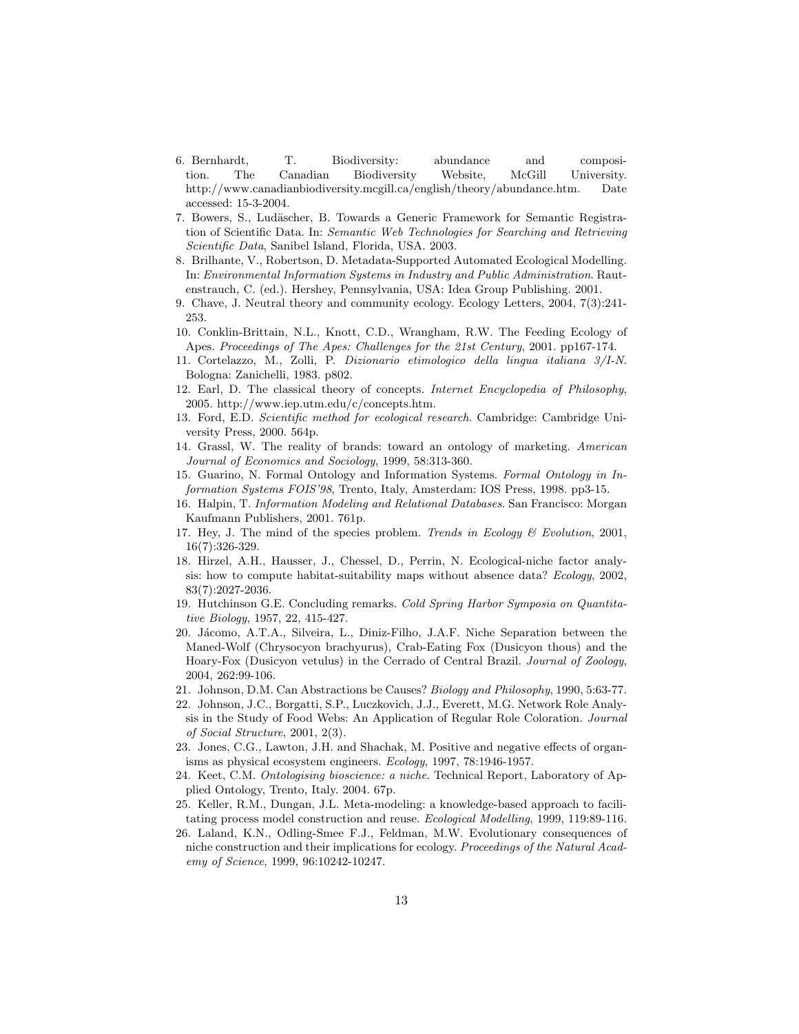6. Bernhardt, T. Biodiversity: abundance and composition. The Canadian Biodiversity Website, McGill University. http://www.canadianbiodiversity.mcgill.ca/english/theory/abundance.htm. Date accessed: 15-3-2004.
7. Bowers, S., Ludäscher, B. Towards a Generic Framework for Semantic Registration of Scientific Data. In: *Semantic Web Technologies for Searching and Retrieving Scientific Data*, Sanibel Island, Florida, USA. 2003.
8. Brilhante, V., Robertson, D. Metadata-Supported Automated Ecological Modelling. In: *Environmental Information Systems in Industry and Public Administration*. Rautenstrauch, C. (ed.). Hershey, Pennsylvania, USA: Idea Group Publishing. 2001.
9. Chave, J. Neutral theory and community ecology. Ecology Letters, 2004, 7(3):241-253.
10. Conklin-Brittain, N.L., Knott, C.D., Wrangham, R.W. The Feeding Ecology of Apes. *Proceedings of The Apes: Challenges for the 21st Century*, 2001. pp167-174.
11. Cortelazzo, M., Zolli, P. *Dizionario etimologico della lingua italiana 3/I-N.* Bologna: Zanichelli, 1983. p802.
12. Earl, D. The classical theory of concepts. *Internet Encyclopedia of Philosophy*, 2005. http://www.iep.utm.edu/c/concepts.htm.
13. Ford, E.D. *Scientific method for ecological research.* Cambridge: Cambridge University Press, 2000. 564p.
14. Grassl, W. The reality of brands: toward an ontology of marketing. *American Journal of Economics and Sociology*, 1999, 58:313-360.
15. Guarino, N. Formal Ontology and Information Systems. *Formal Ontology in Information Systems FOIS'98*, Trento, Italy, Amsterdam: IOS Press, 1998. pp3-15.
16. Halpin, T. *Information Modeling and Relational Databases.* San Francisco: Morgan Kaufmann Publishers, 2001. 761p.
17. Hey, J. The mind of the species problem. *Trends in Ecology & Evolution*, 2001, 16(7):326-329.
18. Hirzel, A.H., Hausser, J., Chessel, D., Perrin, N. Ecological-niche factor analysis: how to compute habitat-suitability maps without absence data? *Ecology*, 2002, 83(7):2027-2036.
19. Hutchinson G.E. Concluding remarks. *Cold Spring Harbor Symposia on Quantitative Biology*, 1957, 22, 415-427.
20. Jácomo, A.T.A., Silveira, L., Diniz-Filho, J.A.F. Niche Separation between the Maned-Wolf (Chrysocyon brachyurus), Crab-Eating Fox (Dusicyon thous) and the Hoary-Fox (Dusicyon vetulus) in the Cerrado of Central Brazil. *Journal of Zoology*, 2004, 262:99-106.
21. Johnson, D.M. Can Abstractions be Causes? *Biology and Philosophy*, 1990, 5:63-77.
22. Johnson, J.C., Borgatti, S.P., Luczkovich, J.J., Everett, M.G. Network Role Analysis in the Study of Food Webs: An Application of Regular Role Coloration. *Journal of Social Structure*, 2001, 2(3).
23. Jones, C.G., Lawton, J.H. and Shachak, M. Positive and negative effects of organisms as physical ecosystem engineers. *Ecology*, 1997, 78:1946-1957.
24. Keet, C.M. *Ontologising bioscience: a niche*. Technical Report, Laboratory of Applied Ontology, Trento, Italy. 2004. 67p.
25. Keller, R.M., Dungan, J.L. Meta-modeling: a knowledge-based approach to facilitating process model construction and reuse. *Ecological Modelling*, 1999, 119:89-116.
26. Laland, K.N., Odling-Smee F.J., Feldman, M.W. Evolutionary consequences of niche construction and their implications for ecology. *Proceedings of the Natural Academy of Science*, 1999, 96:10242-10247.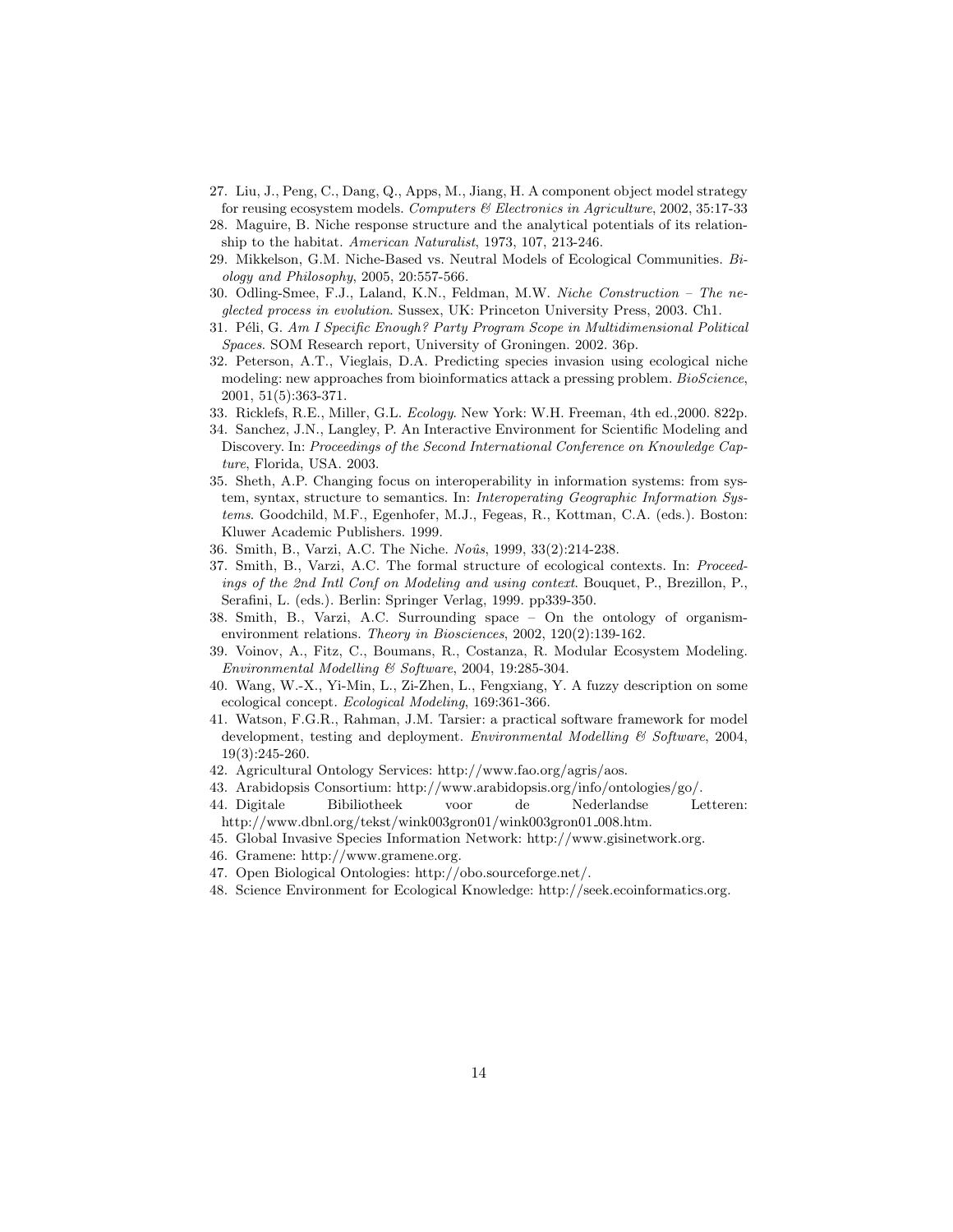27. Liu, J., Peng, C., Dang, Q., Apps, M., Jiang, H. A component object model strategy for reusing ecosystem models. *Computers & Electronics in Agriculture*, 2002, 35:17-33
28. Maguire, B. Niche response structure and the analytical potentials of its relationship to the habitat. *American Naturalist*, 1973, 107, 213-246.
29. Mikkelson, G.M. Niche-Based vs. Neutral Models of Ecological Communities. *Biology and Philosophy*, 2005, 20:557-566.
30. Odling-Smee, F.J., Laland, K.N., Feldman, M.W. *Niche Construction – The neglected process in evolution*. Sussex, UK: Princeton University Press, 2003. Ch1.
31. Péli, G. *Am I Specific Enough? Party Program Scope in Multidimensional Political Spaces*. SOM Research report, University of Groningen. 2002. 36p.
32. Peterson, A.T., Vieglais, D.A. Predicting species invasion using ecological niche modeling: new approaches from bioinformatics attack a pressing problem. *BioScience*, 2001, 51(5):363-371.
33. Ricklefs, R.E., Miller, G.L. *Ecology*. New York: W.H. Freeman, 4th ed.,2000. 822p.
34. Sanchez, J.N., Langley, P. An Interactive Environment for Scientific Modeling and Discovery. In: *Proceedings of the Second International Conference on Knowledge Capture*, Florida, USA. 2003.
35. Sheth, A.P. Changing focus on interoperability in information systems: from system, syntax, structure to semantics. In: *Interoperating Geographic Information Systems*. Goodchild, M.F., Egenhofer, M.J., Fegeas, R., Kottman, C.A. (eds.). Boston: Kluwer Academic Publishers. 1999.
36. Smith, B., Varzi, A.C. The Niche. *Noûs*, 1999, 33(2):214-238.
37. Smith, B., Varzi, A.C. The formal structure of ecological contexts. In: *Proceedings of the 2nd Intl Conf on Modeling and using context*. Bouquet, P., Brezillon, P., Serafini, L. (eds.). Berlin: Springer Verlag, 1999. pp339-350.
38. Smith, B., Varzi, A.C. Surrounding space – On the ontology of organism-environment relations. *Theory in Biosciences*, 2002, 120(2):139-162.
39. Voinov, A., Fitz, C., Boumans, R., Costanza, R. Modular Ecosystem Modeling. *Environmental Modelling & Software*, 2004, 19:285-304.
40. Wang, W.-X., Yi-Min, L., Zi-Zhen, L., Fengxiang, Y. A fuzzy description on some ecological concept. *Ecological Modeling*, 169:361-366.
41. Watson, F.G.R., Rahman, J.M. Tarsier: a practical software framework for model development, testing and deployment. *Environmental Modelling & Software*, 2004, 19(3):245-260.
42. Agricultural Ontology Services: http://www.fao.org/agris/aos.
43. Arabidopsis Consortium: http://www.arabidopsis.org/info/ontologies/go/.
44. Digitale Bibiliotheek voor de Nederlandse Letteren: http://www.dbnl.org/tekst/wink003gron01/wink003gron01_008.htm.
45. Global Invasive Species Information Network: http://www.gisinetwork.org.
46. Gramene: http://www.gramene.org.
47. Open Biological Ontologies: http://obo.sourceforge.net/.
48. Science Environment for Ecological Knowledge: http://seek.ecoinformatics.org.